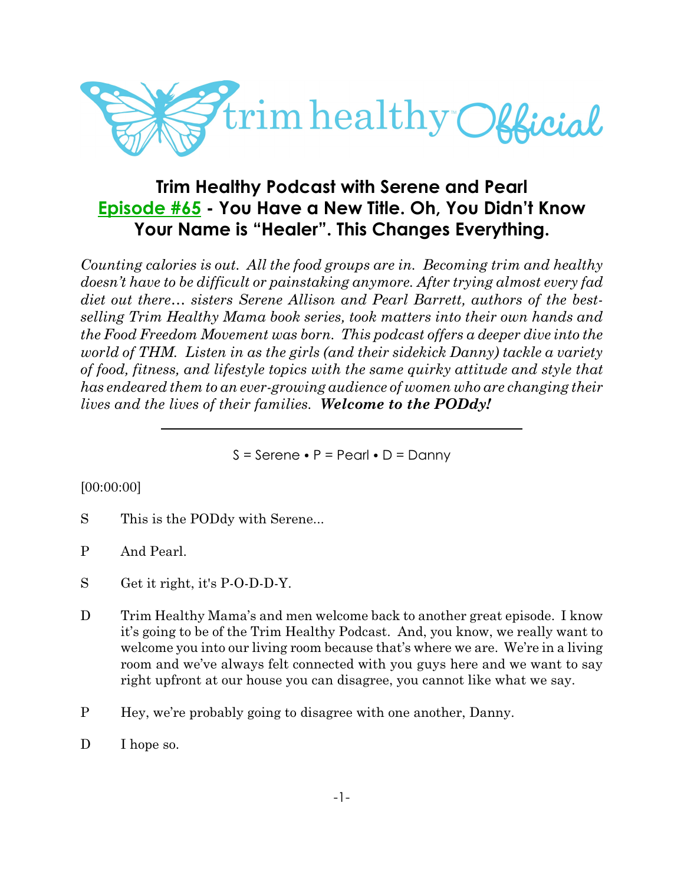# Trim Healthy Podcast with Serene and Pearl
## Episode #65 - You Have a New Title. Oh, You Didn't Know Your Name is "Healer". This Changes Everything.

*Counting calories is out. All the food groups are in. Becoming trim and healthy doesn't have to be difficult or painstaking anymore. After trying almost every fad diet out there… sisters Serene Allison and Pearl Barrett, authors of the best-selling Trim Healthy Mama book series, took matters into their own hands and the Food Freedom Movement was born. This podcast offers a deeper dive into the world of THM. Listen in as the girls (and their sidekick Danny) tackle a variety of food, fitness, and lifestyle topics with the same quirky attitude and style that has endeared them to an ever-growing audience of women who are changing their lives and the lives of their families.* ***Welcome to the PODdy!***

---

S = Serene • P = Pearl • D = Danny

[00:00:00]

S This is the PODdy with Serene...

P And Pearl.

S Get it right, it's P-O-D-D-Y.

D Trim Healthy Mama's and men welcome back to another great episode. I know it's going to be of the Trim Healthy Podcast. And, you know, we really want to welcome you into our living room because that's where we are. We're in a living room and we've always felt connected with you guys here and we want to say right upfront at our house you can disagree, you cannot like what we say.

P Hey, we're probably going to disagree with one another, Danny.

D I hope so.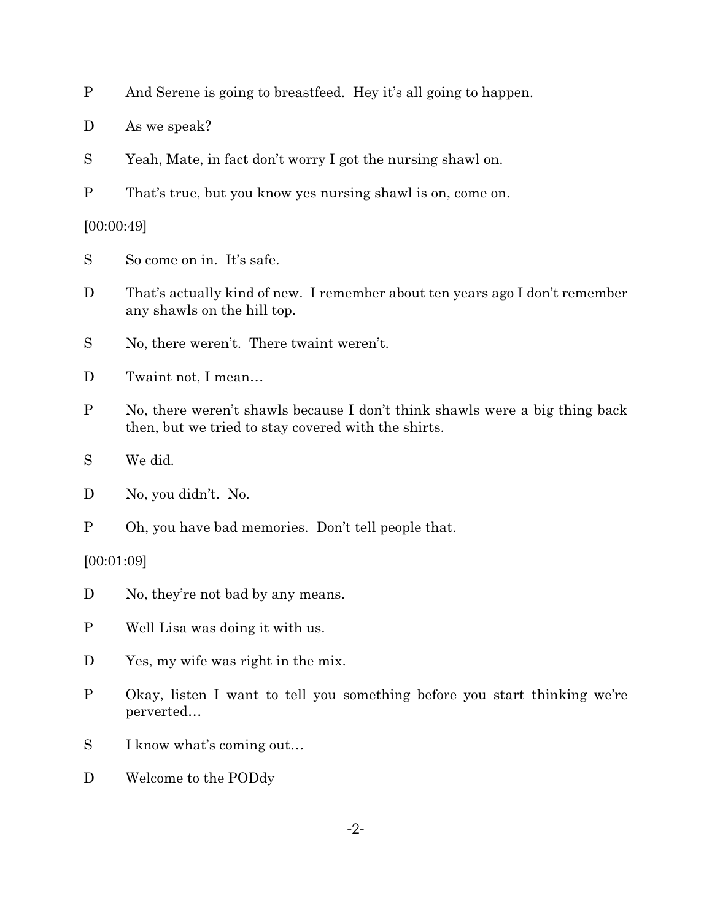P And Serene is going to breastfeed. Hey it's all going to happen.

D As we speak?

S Yeah, Mate, in fact don't worry I got the nursing shawl on.

P That's true, but you know yes nursing shawl is on, come on.

[00:00:49]

S So come on in. It's safe.

D That's actually kind of new. I remember about ten years ago I don't remember any shawls on the hill top.

S No, there weren't. There twaint weren't.

D Twaint not, I mean…

P No, there weren't shawls because I don't think shawls were a big thing back then, but we tried to stay covered with the shirts.

S We did.

D No, you didn't. No.

P Oh, you have bad memories. Don't tell people that.

[00:01:09]

D No, they're not bad by any means.

P Well Lisa was doing it with us.

D Yes, my wife was right in the mix.

P Okay, listen I want to tell you something before you start thinking we're perverted…

S I know what's coming out…

D Welcome to the PODdy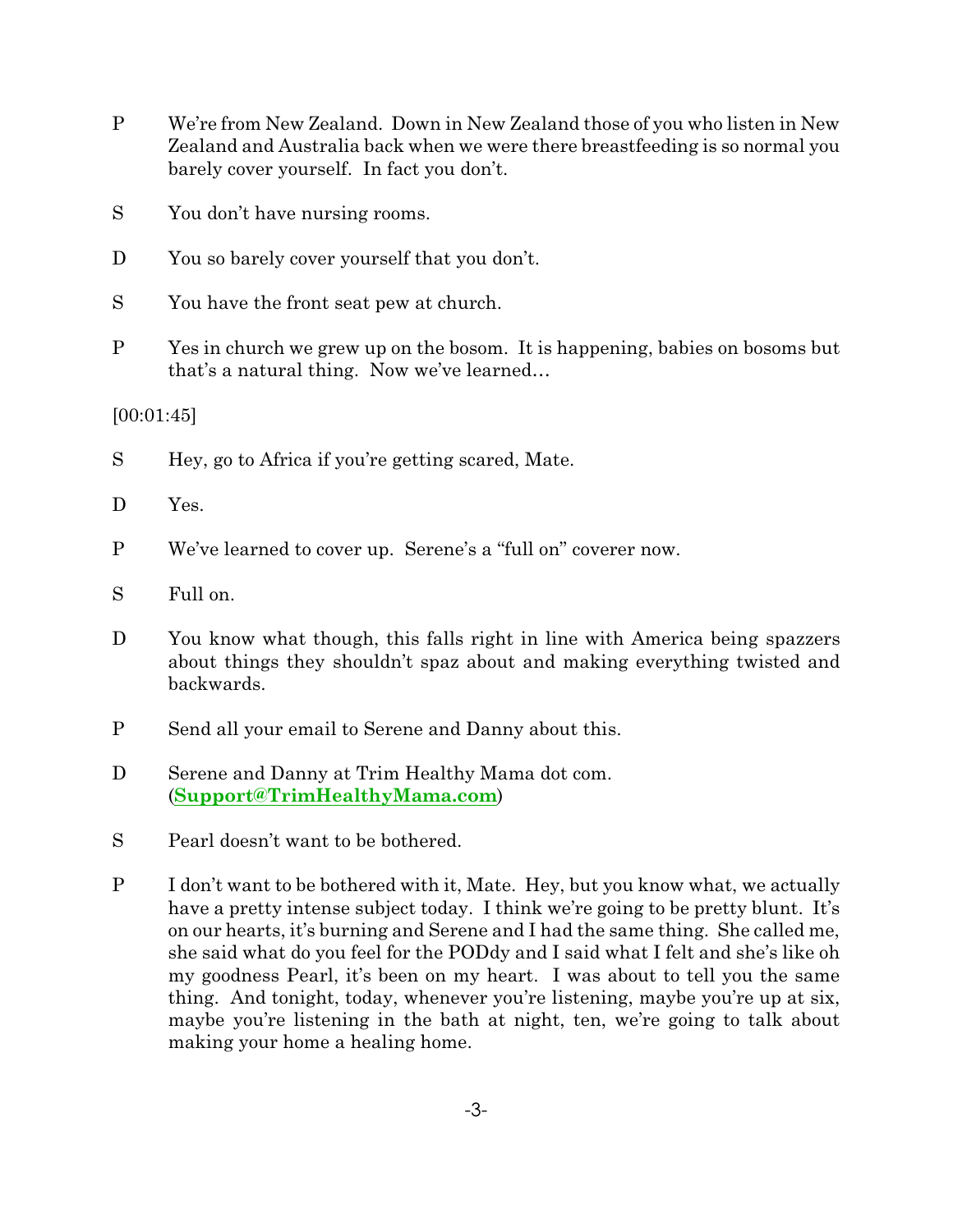P We're from New Zealand. Down in New Zealand those of you who listen in New Zealand and Australia back when we were there breastfeeding is so normal you barely cover yourself. In fact you don't.

S You don't have nursing rooms.

D You so barely cover yourself that you don't.

S You have the front seat pew at church.

P Yes in church we grew up on the bosom. It is happening, babies on bosoms but that's a natural thing. Now we've learned…

[00:01:45]

S Hey, go to Africa if you're getting scared, Mate.

D Yes.

P We've learned to cover up. Serene's a "full on" coverer now.

S Full on.

D You know what though, this falls right in line with America being spazzers about things they shouldn't spaz about and making everything twisted and backwards.

P Send all your email to Serene and Danny about this.

D Serene and Danny at Trim Healthy Mama dot com. (**Support@TrimHealthyMama.com**)

S Pearl doesn't want to be bothered.

P I don't want to be bothered with it, Mate. Hey, but you know what, we actually have a pretty intense subject today. I think we're going to be pretty blunt. It's on our hearts, it's burning and Serene and I had the same thing. She called me, she said what do you feel for the PODdy and I said what I felt and she's like oh my goodness Pearl, it's been on my heart. I was about to tell you the same thing. And tonight, today, whenever you're listening, maybe you're up at six, maybe you're listening in the bath at night, ten, we're going to talk about making your home a healing home.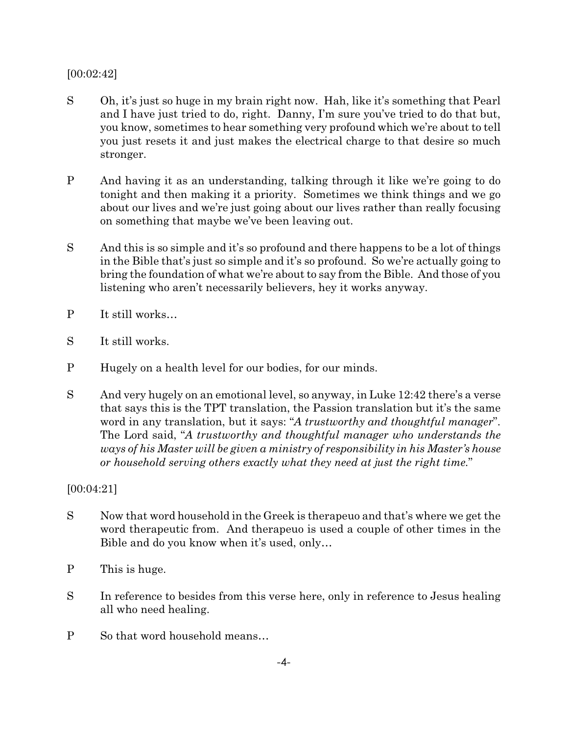[00:02:42]

S Oh, it's just so huge in my brain right now. Hah, like it's something that Pearl and I have just tried to do, right. Danny, I'm sure you've tried to do that but, you know, sometimes to hear something very profound which we're about to tell you just resets it and just makes the electrical charge to that desire so much stronger.

P And having it as an understanding, talking through it like we're going to do tonight and then making it a priority. Sometimes we think things and we go about our lives and we're just going about our lives rather than really focusing on something that maybe we've been leaving out.

S And this is so simple and it's so profound and there happens to be a lot of things in the Bible that's just so simple and it's so profound. So we're actually going to bring the foundation of what we're about to say from the Bible. And those of you listening who aren't necessarily believers, hey it works anyway.

P It still works…

S It still works.

P Hugely on a health level for our bodies, for our minds.

S And very hugely on an emotional level, so anyway, in Luke 12:42 there's a verse that says this is the TPT translation, the Passion translation but it's the same word in any translation, but it says: "*A trustworthy and thoughtful manager*". The Lord said, "*A trustworthy and thoughtful manager who understands the ways of his Master will be given a ministry of responsibility in his Master's house or household serving others exactly what they need at just the right time.*"

[00:04:21]

S Now that word household in the Greek is therapeuo and that's where we get the word therapeutic from. And therapeuo is used a couple of other times in the Bible and do you know when it's used, only…

P This is huge.

S In reference to besides from this verse here, only in reference to Jesus healing all who need healing.

P So that word household means…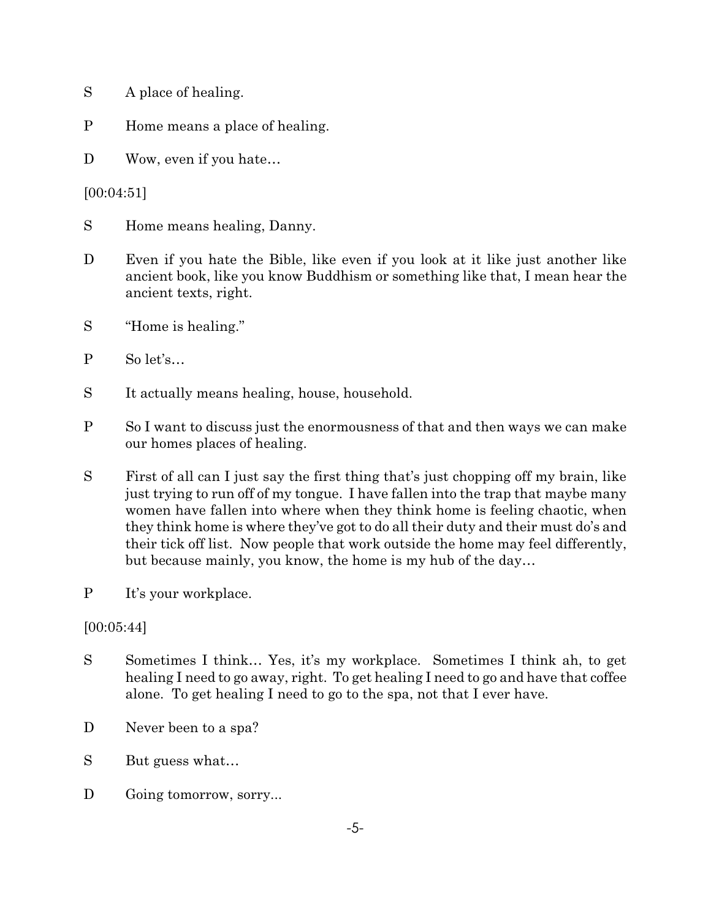S	A place of healing.

P	Home means a place of healing.

D	Wow, even if you hate…

[00:04:51]

S	Home means healing, Danny.

D	Even if you hate the Bible, like even if you look at it like just another like ancient book, like you know Buddhism or something like that, I mean hear the ancient texts, right.

S	"Home is healing."

P	So let's…

S	It actually means healing, house, household.

P	So I want to discuss just the enormousness of that and then ways we can make our homes places of healing.

S	First of all can I just say the first thing that's just chopping off my brain, like just trying to run off of my tongue. I have fallen into the trap that maybe many women have fallen into where when they think home is feeling chaotic, when they think home is where they've got to do all their duty and their must do's and their tick off list. Now people that work outside the home may feel differently, but because mainly, you know, the home is my hub of the day…

P	It's your workplace.

[00:05:44]

S	Sometimes I think… Yes, it's my workplace. Sometimes I think ah, to get healing I need to go away, right. To get healing I need to go and have that coffee alone. To get healing I need to go to the spa, not that I ever have.

D	Never been to a spa?

S	But guess what…

D	Going tomorrow, sorry...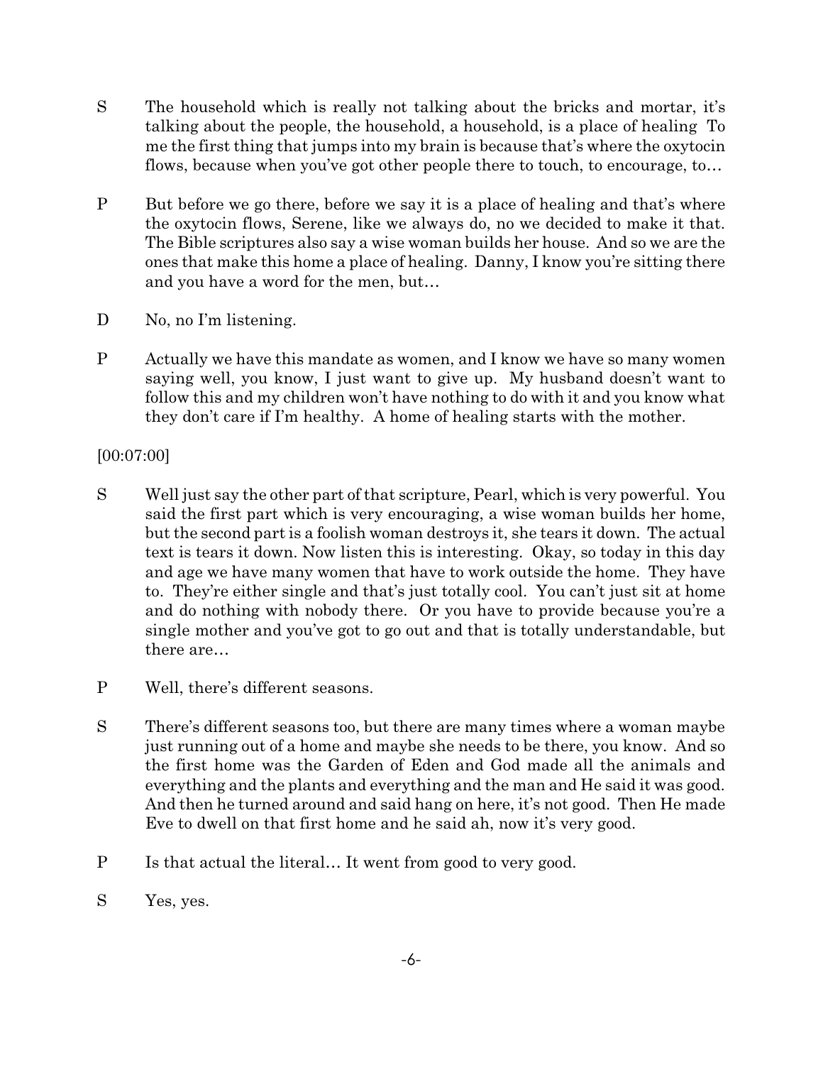S The household which is really not talking about the bricks and mortar, it's talking about the people, the household, a household, is a place of healing To me the first thing that jumps into my brain is because that's where the oxytocin flows, because when you've got other people there to touch, to encourage, to…

P But before we go there, before we say it is a place of healing and that's where the oxytocin flows, Serene, like we always do, no we decided to make it that. The Bible scriptures also say a wise woman builds her house. And so we are the ones that make this home a place of healing. Danny, I know you're sitting there and you have a word for the men, but…

D No, no I'm listening.

P Actually we have this mandate as women, and I know we have so many women saying well, you know, I just want to give up. My husband doesn't want to follow this and my children won't have nothing to do with it and you know what they don't care if I'm healthy. A home of healing starts with the mother.

[00:07:00]

S Well just say the other part of that scripture, Pearl, which is very powerful. You said the first part which is very encouraging, a wise woman builds her home, but the second part is a foolish woman destroys it, she tears it down. The actual text is tears it down. Now listen this is interesting. Okay, so today in this day and age we have many women that have to work outside the home. They have to. They're either single and that's just totally cool. You can't just sit at home and do nothing with nobody there. Or you have to provide because you're a single mother and you've got to go out and that is totally understandable, but there are…

P Well, there's different seasons.

S There's different seasons too, but there are many times where a woman maybe just running out of a home and maybe she needs to be there, you know. And so the first home was the Garden of Eden and God made all the animals and everything and the plants and everything and the man and He said it was good. And then he turned around and said hang on here, it's not good. Then He made Eve to dwell on that first home and he said ah, now it's very good.

P Is that actual the literal… It went from good to very good.

S Yes, yes.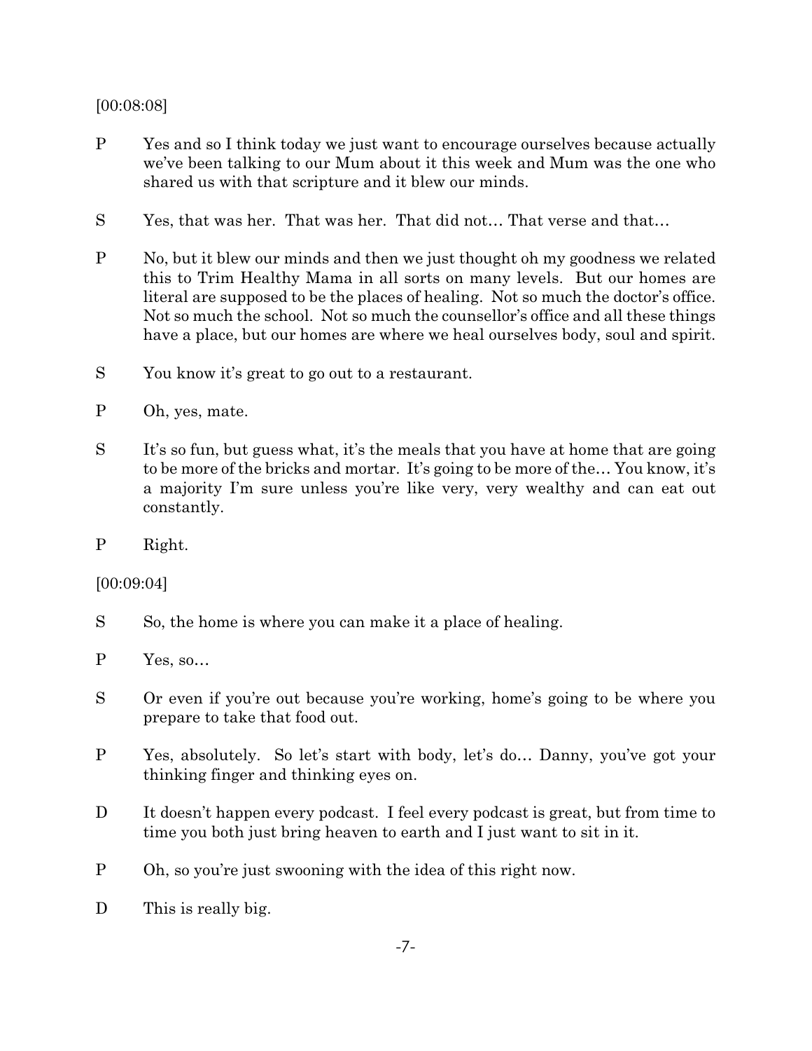[00:08:08]

P Yes and so I think today we just want to encourage ourselves because actually we've been talking to our Mum about it this week and Mum was the one who shared us with that scripture and it blew our minds.

S Yes, that was her. That was her. That did not… That verse and that…

P No, but it blew our minds and then we just thought oh my goodness we related this to Trim Healthy Mama in all sorts on many levels. But our homes are literal are supposed to be the places of healing. Not so much the doctor's office. Not so much the school. Not so much the counsellor's office and all these things have a place, but our homes are where we heal ourselves body, soul and spirit.

S You know it's great to go out to a restaurant.

P Oh, yes, mate.

S It's so fun, but guess what, it's the meals that you have at home that are going to be more of the bricks and mortar. It's going to be more of the… You know, it's a majority I'm sure unless you're like very, very wealthy and can eat out constantly.

P Right.

[00:09:04]

S So, the home is where you can make it a place of healing.

P Yes, so…

S Or even if you're out because you're working, home's going to be where you prepare to take that food out.

P Yes, absolutely. So let's start with body, let's do… Danny, you've got your thinking finger and thinking eyes on.

D It doesn't happen every podcast. I feel every podcast is great, but from time to time you both just bring heaven to earth and I just want to sit in it.

P Oh, so you're just swooning with the idea of this right now.

D This is really big.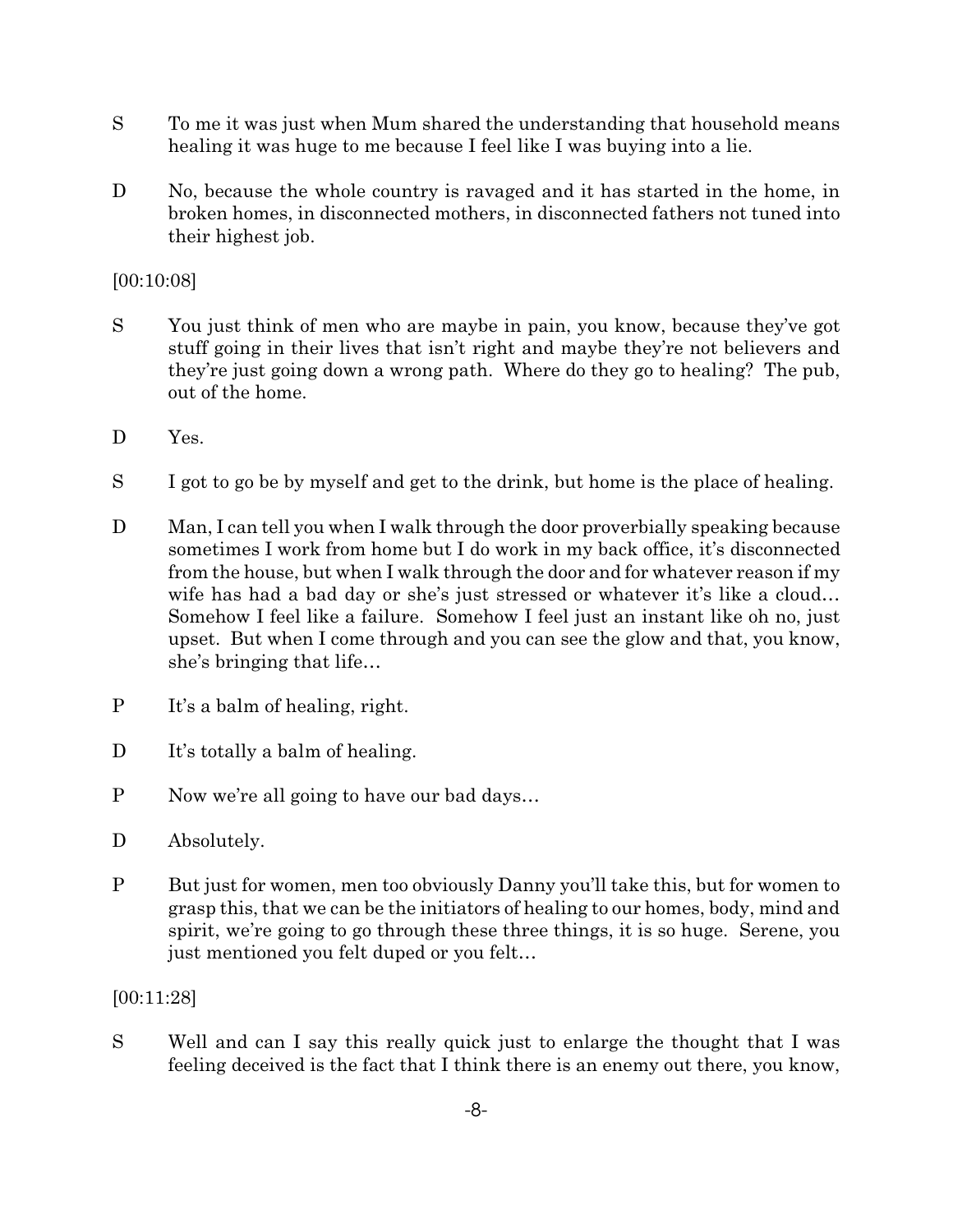S To me it was just when Mum shared the understanding that household means healing it was huge to me because I feel like I was buying into a lie.

D No, because the whole country is ravaged and it has started in the home, in broken homes, in disconnected mothers, in disconnected fathers not tuned into their highest job.

[00:10:08]

S You just think of men who are maybe in pain, you know, because they've got stuff going in their lives that isn't right and maybe they're not believers and they're just going down a wrong path. Where do they go to healing? The pub, out of the home.

D Yes.

S I got to go be by myself and get to the drink, but home is the place of healing.

D Man, I can tell you when I walk through the door proverbially speaking because sometimes I work from home but I do work in my back office, it's disconnected from the house, but when I walk through the door and for whatever reason if my wife has had a bad day or she's just stressed or whatever it's like a cloud… Somehow I feel like a failure. Somehow I feel just an instant like oh no, just upset. But when I come through and you can see the glow and that, you know, she's bringing that life…

P It's a balm of healing, right.

D It's totally a balm of healing.

P Now we're all going to have our bad days…

D Absolutely.

P But just for women, men too obviously Danny you'll take this, but for women to grasp this, that we can be the initiators of healing to our homes, body, mind and spirit, we're going to go through these three things, it is so huge. Serene, you just mentioned you felt duped or you felt…

[00:11:28]

S Well and can I say this really quick just to enlarge the thought that I was feeling deceived is the fact that I think there is an enemy out there, you know,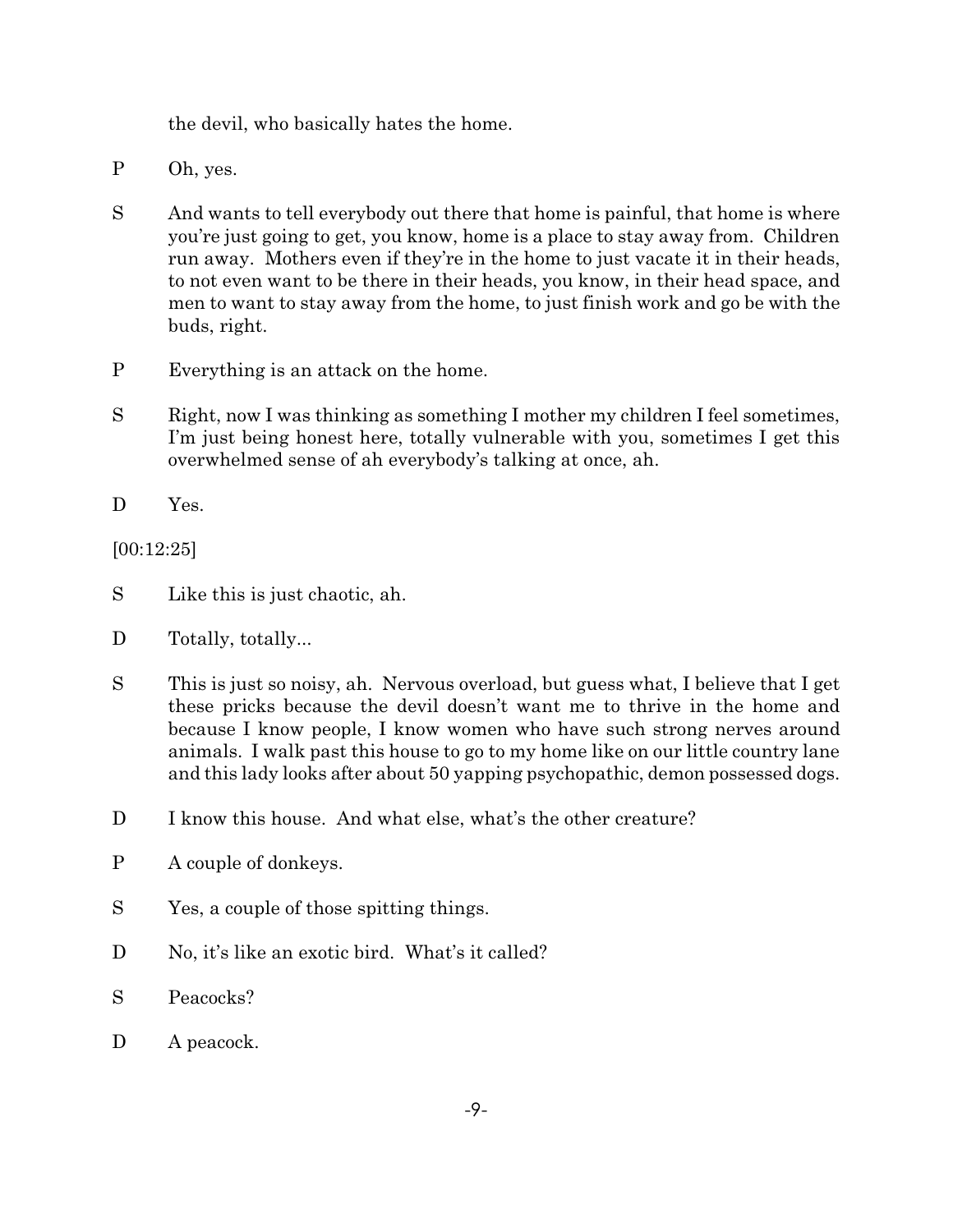the devil, who basically hates the home.

P Oh, yes.

S And wants to tell everybody out there that home is painful, that home is where you're just going to get, you know, home is a place to stay away from. Children run away. Mothers even if they're in the home to just vacate it in their heads, to not even want to be there in their heads, you know, in their head space, and men to want to stay away from the home, to just finish work and go be with the buds, right.

P Everything is an attack on the home.

S Right, now I was thinking as something I mother my children I feel sometimes, I'm just being honest here, totally vulnerable with you, sometimes I get this overwhelmed sense of ah everybody's talking at once, ah.

D Yes.

[00:12:25]

S Like this is just chaotic, ah.

D Totally, totally...

S This is just so noisy, ah. Nervous overload, but guess what, I believe that I get these pricks because the devil doesn't want me to thrive in the home and because I know people, I know women who have such strong nerves around animals. I walk past this house to go to my home like on our little country lane and this lady looks after about 50 yapping psychopathic, demon possessed dogs.

D I know this house. And what else, what's the other creature?

P A couple of donkeys.

S Yes, a couple of those spitting things.

D No, it's like an exotic bird. What's it called?

S Peacocks?

D A peacock.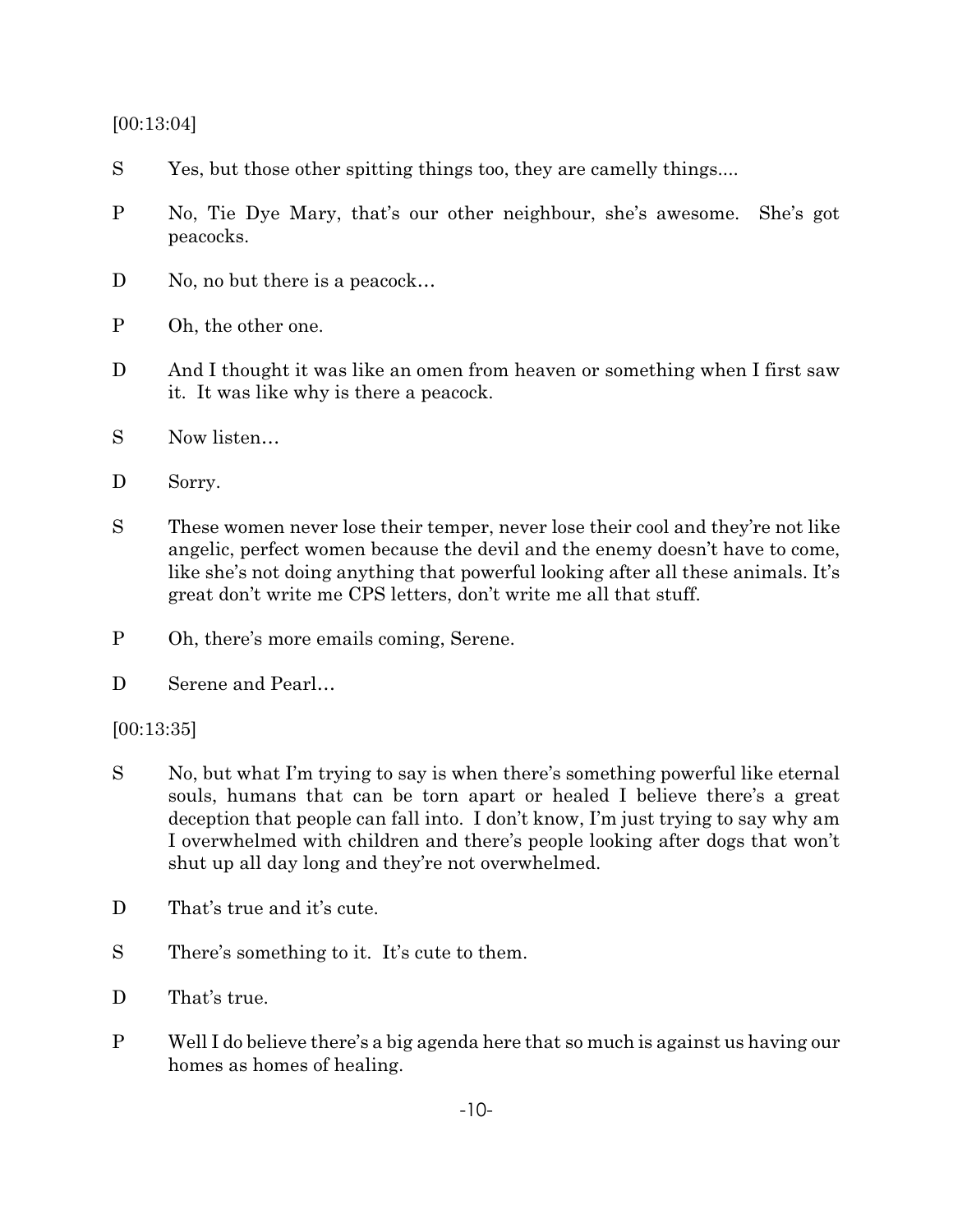[00:13:04]

S Yes, but those other spitting things too, they are camelly things....

P No, Tie Dye Mary, that's our other neighbour, she's awesome. She's got peacocks.

D No, no but there is a peacock…

P Oh, the other one.

D And I thought it was like an omen from heaven or something when I first saw it. It was like why is there a peacock.

S Now listen…

D Sorry.

S These women never lose their temper, never lose their cool and they're not like angelic, perfect women because the devil and the enemy doesn't have to come, like she's not doing anything that powerful looking after all these animals. It's great don't write me CPS letters, don't write me all that stuff.

P Oh, there's more emails coming, Serene.

D Serene and Pearl…

[00:13:35]

S No, but what I'm trying to say is when there's something powerful like eternal souls, humans that can be torn apart or healed I believe there's a great deception that people can fall into. I don't know, I'm just trying to say why am I overwhelmed with children and there's people looking after dogs that won't shut up all day long and they're not overwhelmed.

D That's true and it's cute.

S There's something to it. It's cute to them.

D That's true.

P Well I do believe there's a big agenda here that so much is against us having our homes as homes of healing.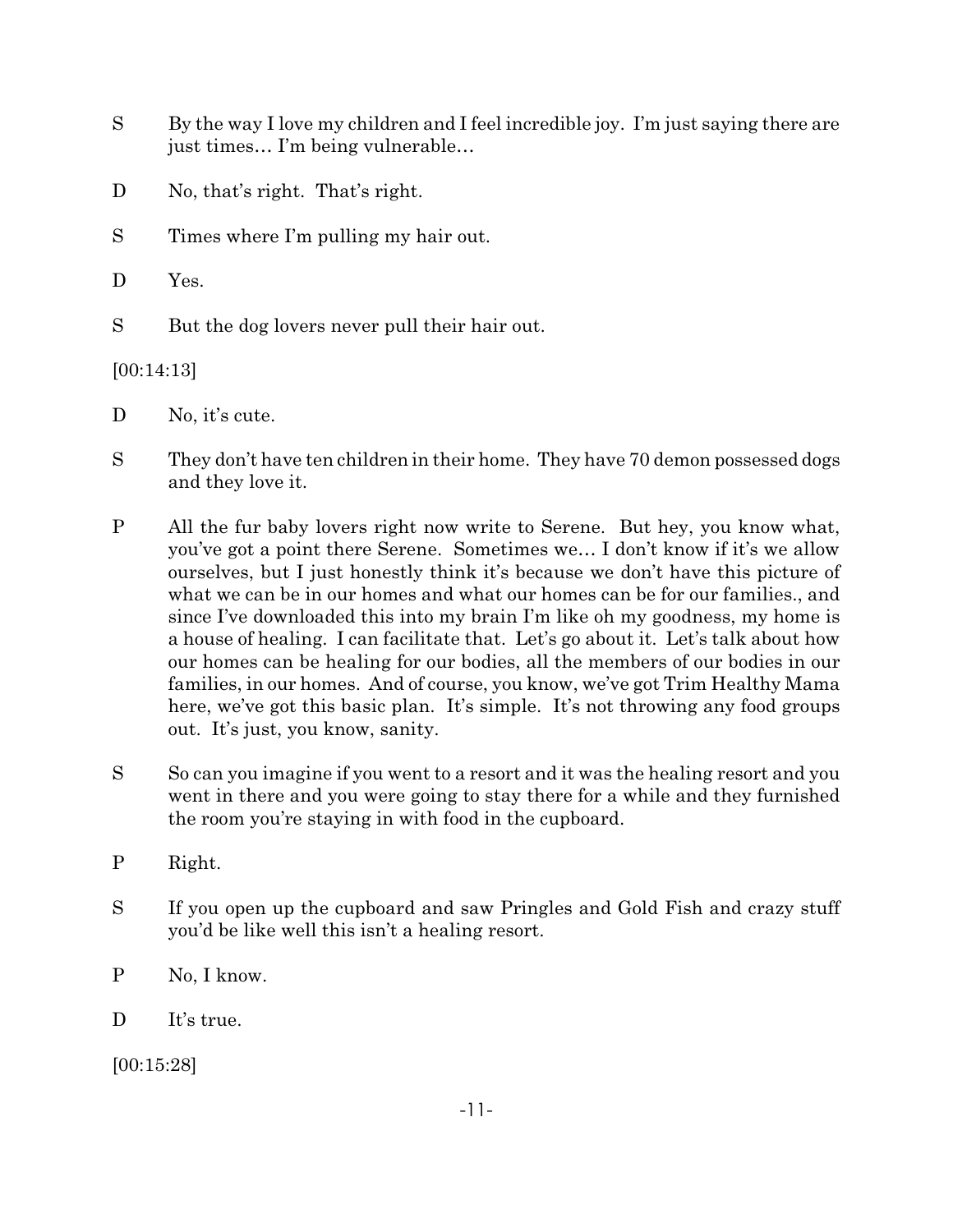S	By the way I love my children and I feel incredible joy. I'm just saying there are just times… I'm being vulnerable…

D	No, that's right. That's right.

S	Times where I'm pulling my hair out.

D	Yes.

S	But the dog lovers never pull their hair out.

[00:14:13]

D	No, it's cute.

S	They don't have ten children in their home. They have 70 demon possessed dogs and they love it.

P	All the fur baby lovers right now write to Serene. But hey, you know what, you've got a point there Serene. Sometimes we… I don't know if it's we allow ourselves, but I just honestly think it's because we don't have this picture of what we can be in our homes and what our homes can be for our families., and since I've downloaded this into my brain I'm like oh my goodness, my home is a house of healing. I can facilitate that. Let's go about it. Let's talk about how our homes can be healing for our bodies, all the members of our bodies in our families, in our homes. And of course, you know, we've got Trim Healthy Mama here, we've got this basic plan. It's simple. It's not throwing any food groups out. It's just, you know, sanity.

S	So can you imagine if you went to a resort and it was the healing resort and you went in there and you were going to stay there for a while and they furnished the room you're staying in with food in the cupboard.

P	Right.

S	If you open up the cupboard and saw Pringles and Gold Fish and crazy stuff you'd be like well this isn't a healing resort.

P	No, I know.

D	It's true.

[00:15:28]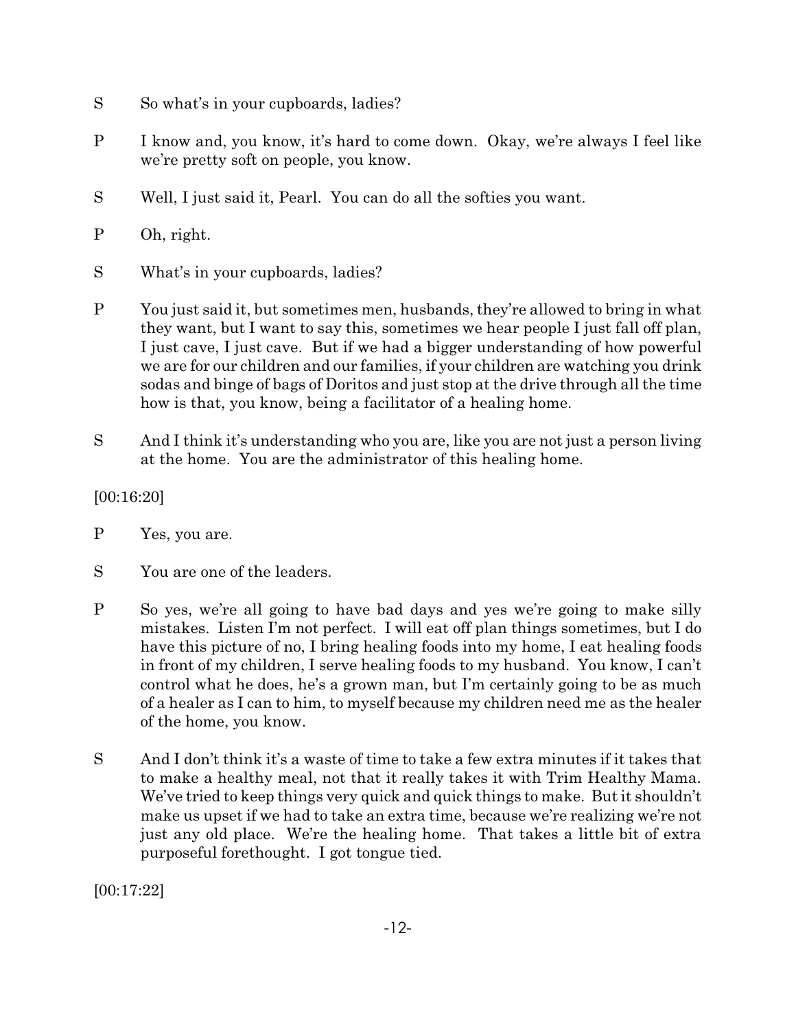S So what's in your cupboards, ladies?

P I know and, you know, it's hard to come down. Okay, we're always I feel like we're pretty soft on people, you know.

S Well, I just said it, Pearl. You can do all the softies you want.

P Oh, right.

S What's in your cupboards, ladies?

P You just said it, but sometimes men, husbands, they're allowed to bring in what they want, but I want to say this, sometimes we hear people I just fall off plan, I just cave, I just cave. But if we had a bigger understanding of how powerful we are for our children and our families, if your children are watching you drink sodas and binge of bags of Doritos and just stop at the drive through all the time how is that, you know, being a facilitator of a healing home.

S And I think it's understanding who you are, like you are not just a person living at the home. You are the administrator of this healing home.

[00:16:20]

P Yes, you are.

S You are one of the leaders.

P So yes, we're all going to have bad days and yes we're going to make silly mistakes. Listen I'm not perfect. I will eat off plan things sometimes, but I do have this picture of no, I bring healing foods into my home, I eat healing foods in front of my children, I serve healing foods to my husband. You know, I can't control what he does, he's a grown man, but I'm certainly going to be as much of a healer as I can to him, to myself because my children need me as the healer of the home, you know.

S And I don't think it's a waste of time to take a few extra minutes if it takes that to make a healthy meal, not that it really takes it with Trim Healthy Mama. We've tried to keep things very quick and quick things to make. But it shouldn't make us upset if we had to take an extra time, because we're realizing we're not just any old place. We're the healing home. That takes a little bit of extra purposeful forethought. I got tongue tied.

[00:17:22]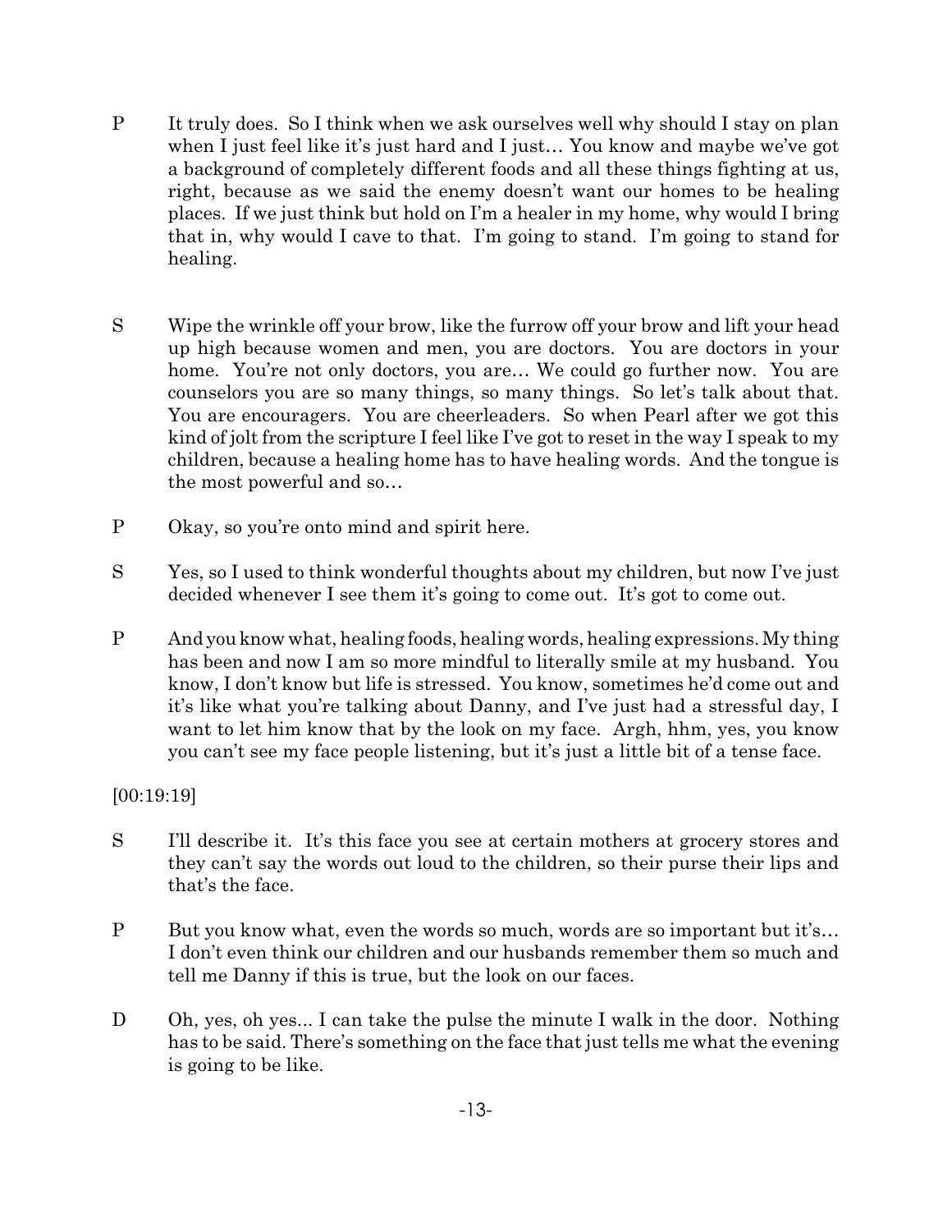P It truly does. So I think when we ask ourselves well why should I stay on plan when I just feel like it's just hard and I just… You know and maybe we've got a background of completely different foods and all these things fighting at us, right, because as we said the enemy doesn't want our homes to be healing places. If we just think but hold on I'm a healer in my home, why would I bring that in, why would I cave to that. I'm going to stand. I'm going to stand for healing.

S Wipe the wrinkle off your brow, like the furrow off your brow and lift your head up high because women and men, you are doctors. You are doctors in your home. You're not only doctors, you are… We could go further now. You are counselors you are so many things, so many things. So let's talk about that. You are encouragers. You are cheerleaders. So when Pearl after we got this kind of jolt from the scripture I feel like I've got to reset in the way I speak to my children, because a healing home has to have healing words. And the tongue is the most powerful and so…

P Okay, so you're onto mind and spirit here.

S Yes, so I used to think wonderful thoughts about my children, but now I've just decided whenever I see them it's going to come out. It's got to come out.

P And you know what, healing foods, healing words, healing expressions. My thing has been and now I am so more mindful to literally smile at my husband. You know, I don't know but life is stressed. You know, sometimes he'd come out and it's like what you're talking about Danny, and I've just had a stressful day, I want to let him know that by the look on my face. Argh, hhm, yes, you know you can't see my face people listening, but it's just a little bit of a tense face.

[00:19:19]

S I'll describe it. It's this face you see at certain mothers at grocery stores and they can't say the words out loud to the children, so their purse their lips and that's the face.

P But you know what, even the words so much, words are so important but it's… I don't even think our children and our husbands remember them so much and tell me Danny if this is true, but the look on our faces.

D Oh, yes, oh yes... I can take the pulse the minute I walk in the door. Nothing has to be said. There's something on the face that just tells me what the evening is going to be like.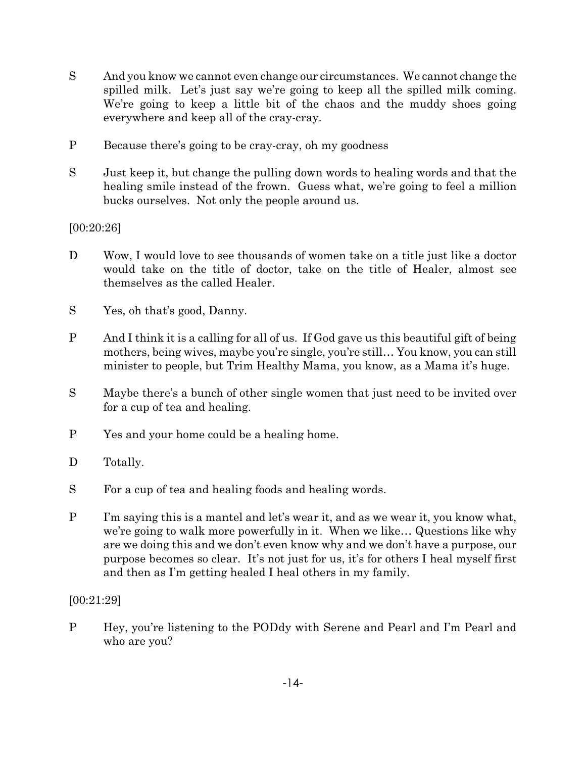S And you know we cannot even change our circumstances. We cannot change the spilled milk. Let's just say we're going to keep all the spilled milk coming. We're going to keep a little bit of the chaos and the muddy shoes going everywhere and keep all of the cray-cray.

P Because there's going to be cray-cray, oh my goodness

S Just keep it, but change the pulling down words to healing words and that the healing smile instead of the frown. Guess what, we're going to feel a million bucks ourselves. Not only the people around us.

[00:20:26]

D Wow, I would love to see thousands of women take on a title just like a doctor would take on the title of doctor, take on the title of Healer, almost see themselves as the called Healer.

S Yes, oh that's good, Danny.

P And I think it is a calling for all of us. If God gave us this beautiful gift of being mothers, being wives, maybe you're single, you're still… You know, you can still minister to people, but Trim Healthy Mama, you know, as a Mama it's huge.

S Maybe there's a bunch of other single women that just need to be invited over for a cup of tea and healing.

P Yes and your home could be a healing home.

D Totally.

S For a cup of tea and healing foods and healing words.

P I'm saying this is a mantel and let's wear it, and as we wear it, you know what, we're going to walk more powerfully in it. When we like… Questions like why are we doing this and we don't even know why and we don't have a purpose, our purpose becomes so clear. It's not just for us, it's for others I heal myself first and then as I'm getting healed I heal others in my family.

[00:21:29]

P Hey, you're listening to the PODdy with Serene and Pearl and I'm Pearl and who are you?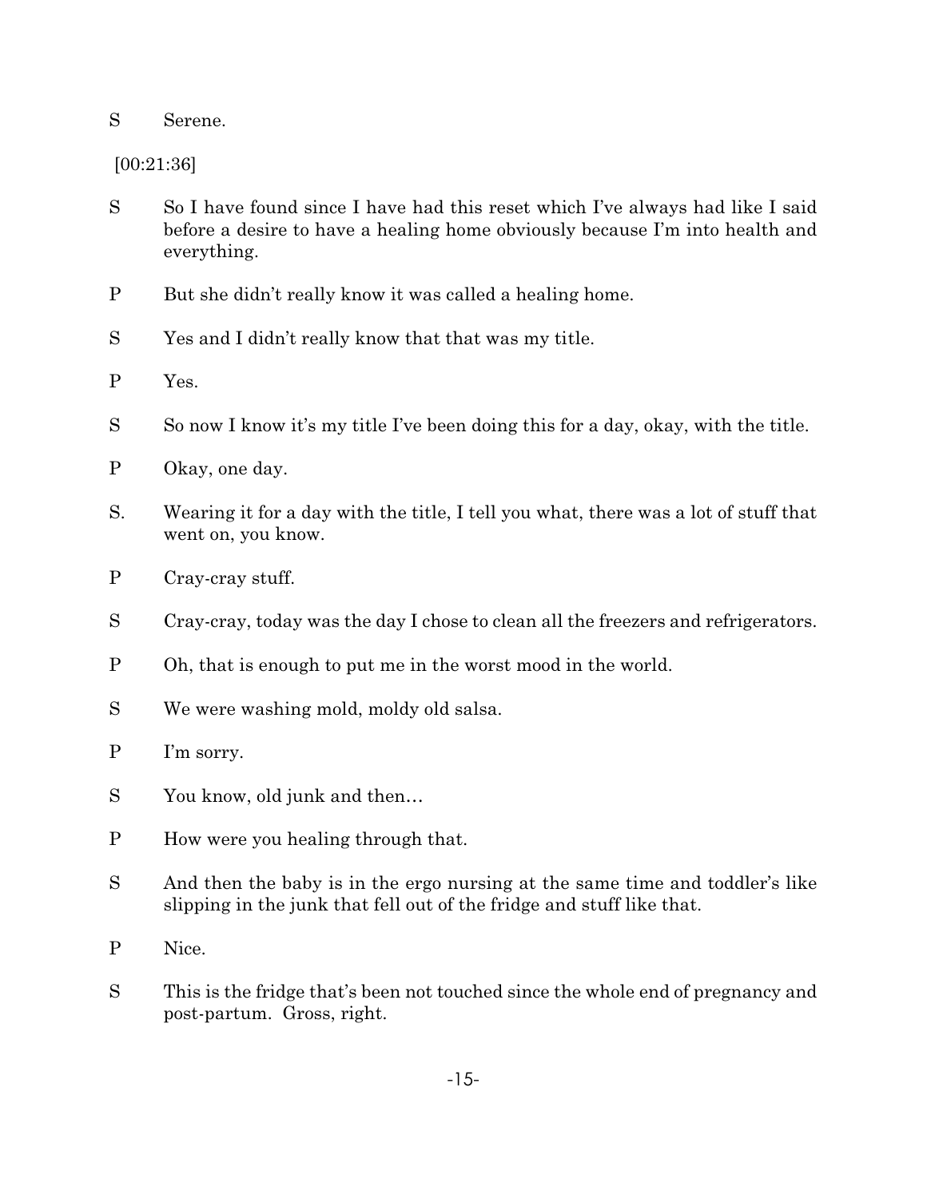S Serene.

[00:21:36]

S So I have found since I have had this reset which I've always had like I said before a desire to have a healing home obviously because I'm into health and everything.

P But she didn't really know it was called a healing home.

S Yes and I didn't really know that that was my title.

P Yes.

S So now I know it's my title I've been doing this for a day, okay, with the title.

P Okay, one day.

S. Wearing it for a day with the title, I tell you what, there was a lot of stuff that went on, you know.

P Cray-cray stuff.

S Cray-cray, today was the day I chose to clean all the freezers and refrigerators.

P Oh, that is enough to put me in the worst mood in the world.

S We were washing mold, moldy old salsa.

P I'm sorry.

S You know, old junk and then…

P How were you healing through that.

S And then the baby is in the ergo nursing at the same time and toddler's like slipping in the junk that fell out of the fridge and stuff like that.

P Nice.

S This is the fridge that's been not touched since the whole end of pregnancy and post-partum. Gross, right.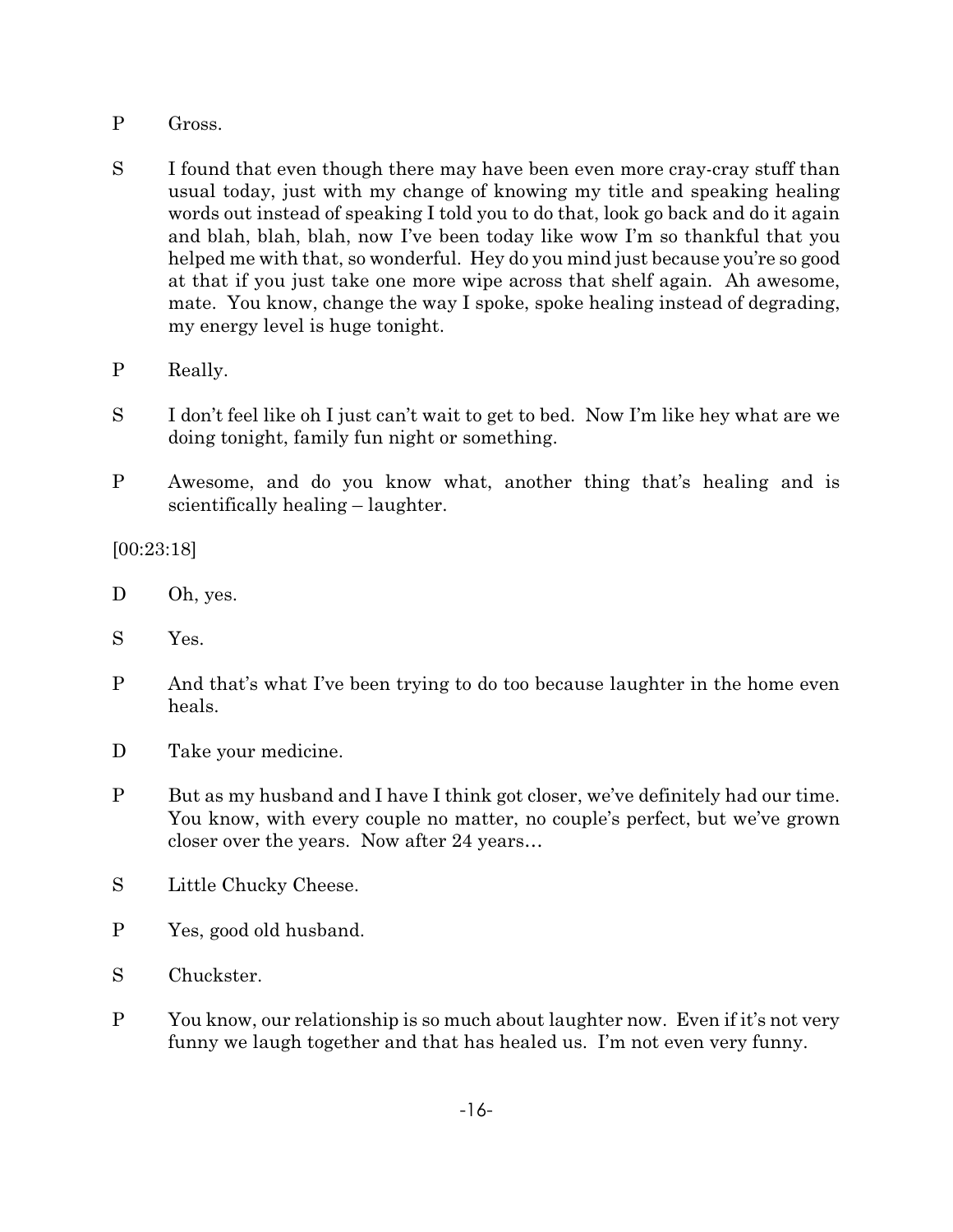P Gross.

S I found that even though there may have been even more cray-cray stuff than usual today, just with my change of knowing my title and speaking healing words out instead of speaking I told you to do that, look go back and do it again and blah, blah, blah, now I've been today like wow I'm so thankful that you helped me with that, so wonderful. Hey do you mind just because you're so good at that if you just take one more wipe across that shelf again. Ah awesome, mate. You know, change the way I spoke, spoke healing instead of degrading, my energy level is huge tonight.

P Really.

S I don't feel like oh I just can't wait to get to bed. Now I'm like hey what are we doing tonight, family fun night or something.

P Awesome, and do you know what, another thing that's healing and is scientifically healing – laughter.

[00:23:18]

D Oh, yes.

S Yes.

P And that's what I've been trying to do too because laughter in the home even heals.

D Take your medicine.

P But as my husband and I have I think got closer, we've definitely had our time. You know, with every couple no matter, no couple's perfect, but we've grown closer over the years. Now after 24 years…

S Little Chucky Cheese.

P Yes, good old husband.

S Chuckster.

P You know, our relationship is so much about laughter now. Even if it's not very funny we laugh together and that has healed us. I'm not even very funny.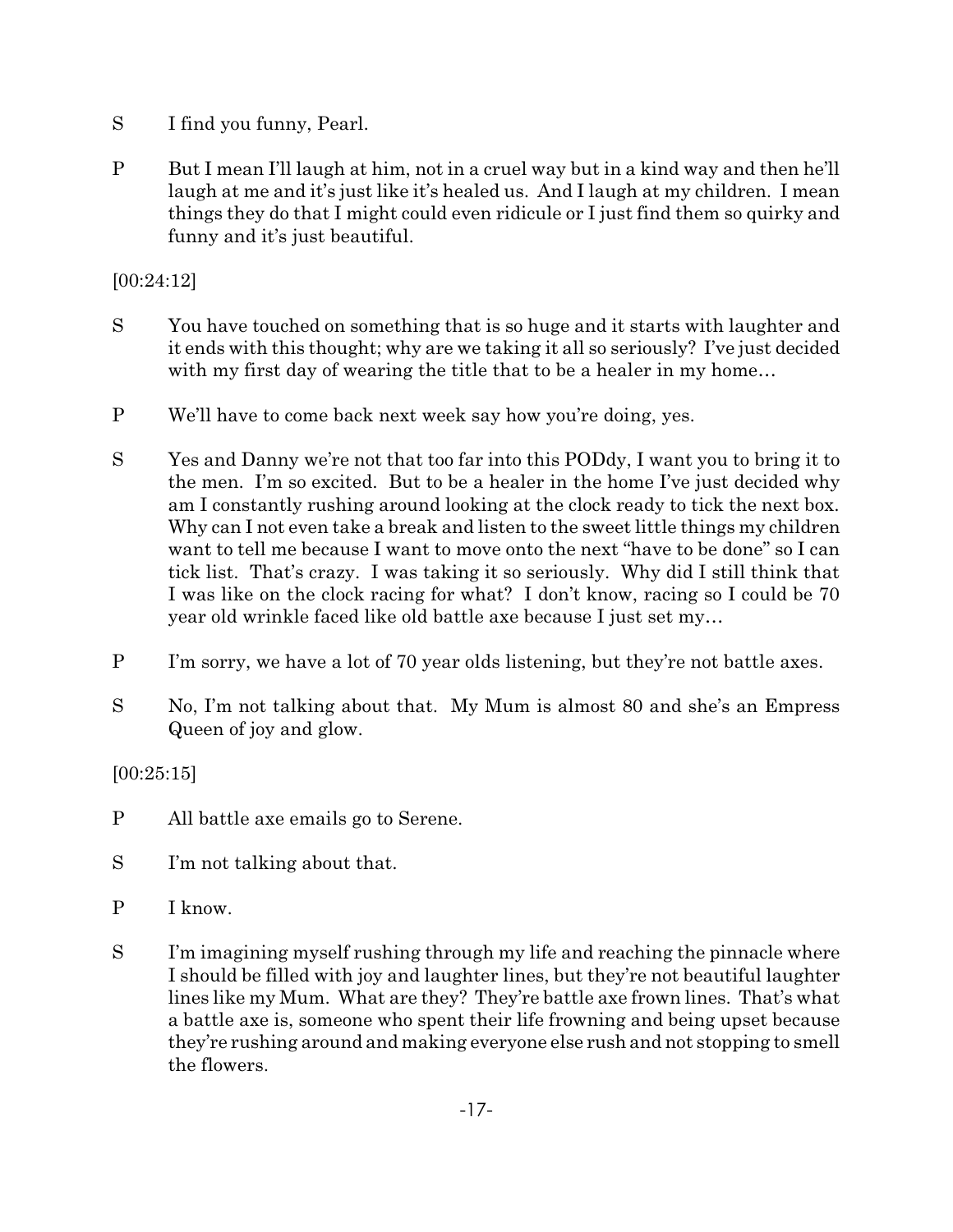S I find you funny, Pearl.

P But I mean I'll laugh at him, not in a cruel way but in a kind way and then he'll laugh at me and it's just like it's healed us. And I laugh at my children. I mean things they do that I might could even ridicule or I just find them so quirky and funny and it's just beautiful.

[00:24:12]

S You have touched on something that is so huge and it starts with laughter and it ends with this thought; why are we taking it all so seriously? I've just decided with my first day of wearing the title that to be a healer in my home…

P We'll have to come back next week say how you're doing, yes.

S Yes and Danny we're not that too far into this PODdy, I want you to bring it to the men. I'm so excited. But to be a healer in the home I've just decided why am I constantly rushing around looking at the clock ready to tick the next box. Why can I not even take a break and listen to the sweet little things my children want to tell me because I want to move onto the next "have to be done" so I can tick list. That's crazy. I was taking it so seriously. Why did I still think that I was like on the clock racing for what? I don't know, racing so I could be 70 year old wrinkle faced like old battle axe because I just set my…

P I'm sorry, we have a lot of 70 year olds listening, but they're not battle axes.

S No, I'm not talking about that. My Mum is almost 80 and she's an Empress Queen of joy and glow.

[00:25:15]

P All battle axe emails go to Serene.

S I'm not talking about that.

P I know.

S I'm imagining myself rushing through my life and reaching the pinnacle where I should be filled with joy and laughter lines, but they're not beautiful laughter lines like my Mum. What are they? They're battle axe frown lines. That's what a battle axe is, someone who spent their life frowning and being upset because they're rushing around and making everyone else rush and not stopping to smell the flowers.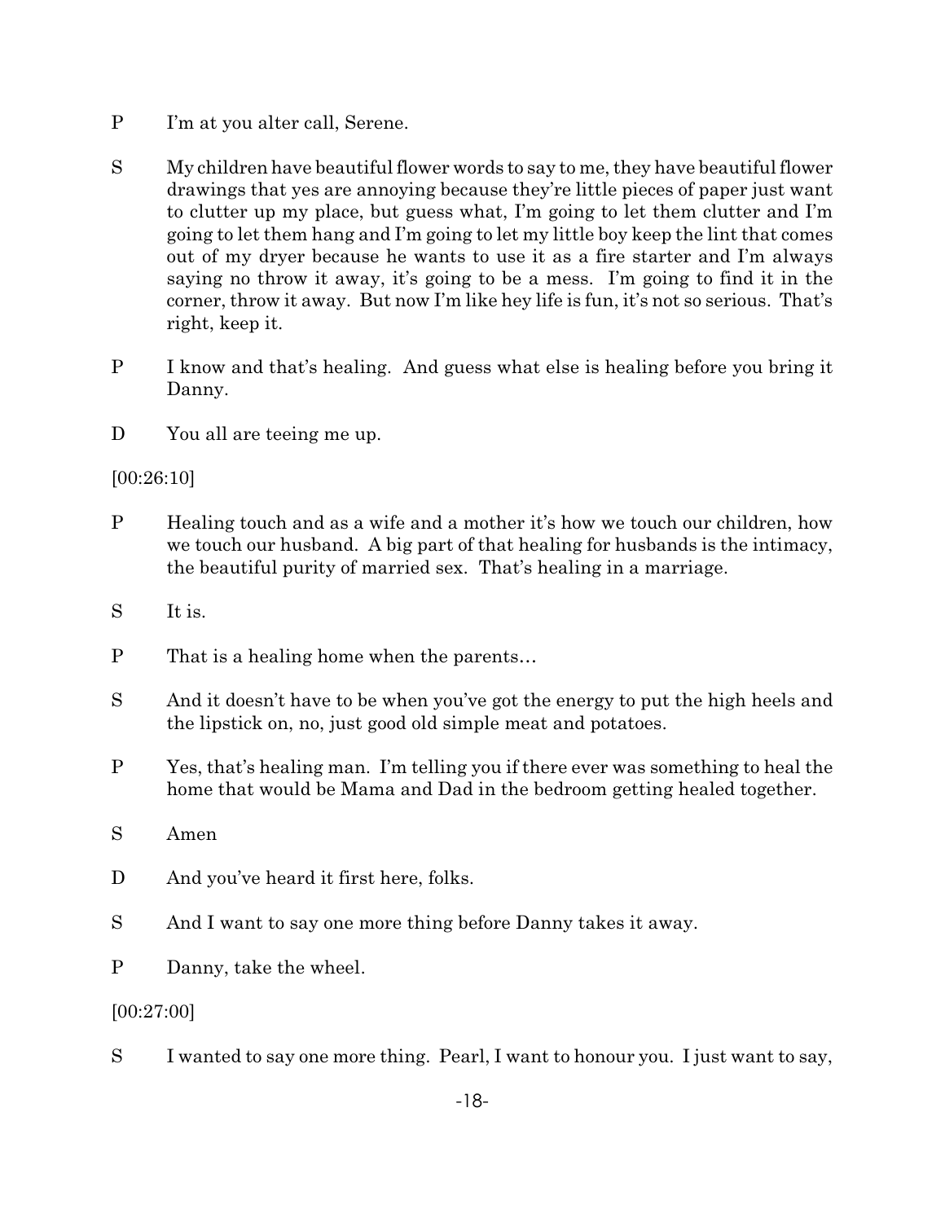P I'm at you alter call, Serene.

S My children have beautiful flower words to say to me, they have beautiful flower drawings that yes are annoying because they're little pieces of paper just want to clutter up my place, but guess what, I'm going to let them clutter and I'm going to let them hang and I'm going to let my little boy keep the lint that comes out of my dryer because he wants to use it as a fire starter and I'm always saying no throw it away, it's going to be a mess. I'm going to find it in the corner, throw it away. But now I'm like hey life is fun, it's not so serious. That's right, keep it.

P I know and that's healing. And guess what else is healing before you bring it Danny.

D You all are teeing me up.

[00:26:10]

P Healing touch and as a wife and a mother it's how we touch our children, how we touch our husband. A big part of that healing for husbands is the intimacy, the beautiful purity of married sex. That's healing in a marriage.

S It is.

P That is a healing home when the parents…

S And it doesn't have to be when you've got the energy to put the high heels and the lipstick on, no, just good old simple meat and potatoes.

P Yes, that's healing man. I'm telling you if there ever was something to heal the home that would be Mama and Dad in the bedroom getting healed together.

S Amen

D And you've heard it first here, folks.

S And I want to say one more thing before Danny takes it away.

P Danny, take the wheel.

[00:27:00]

S I wanted to say one more thing. Pearl, I want to honour you. I just want to say,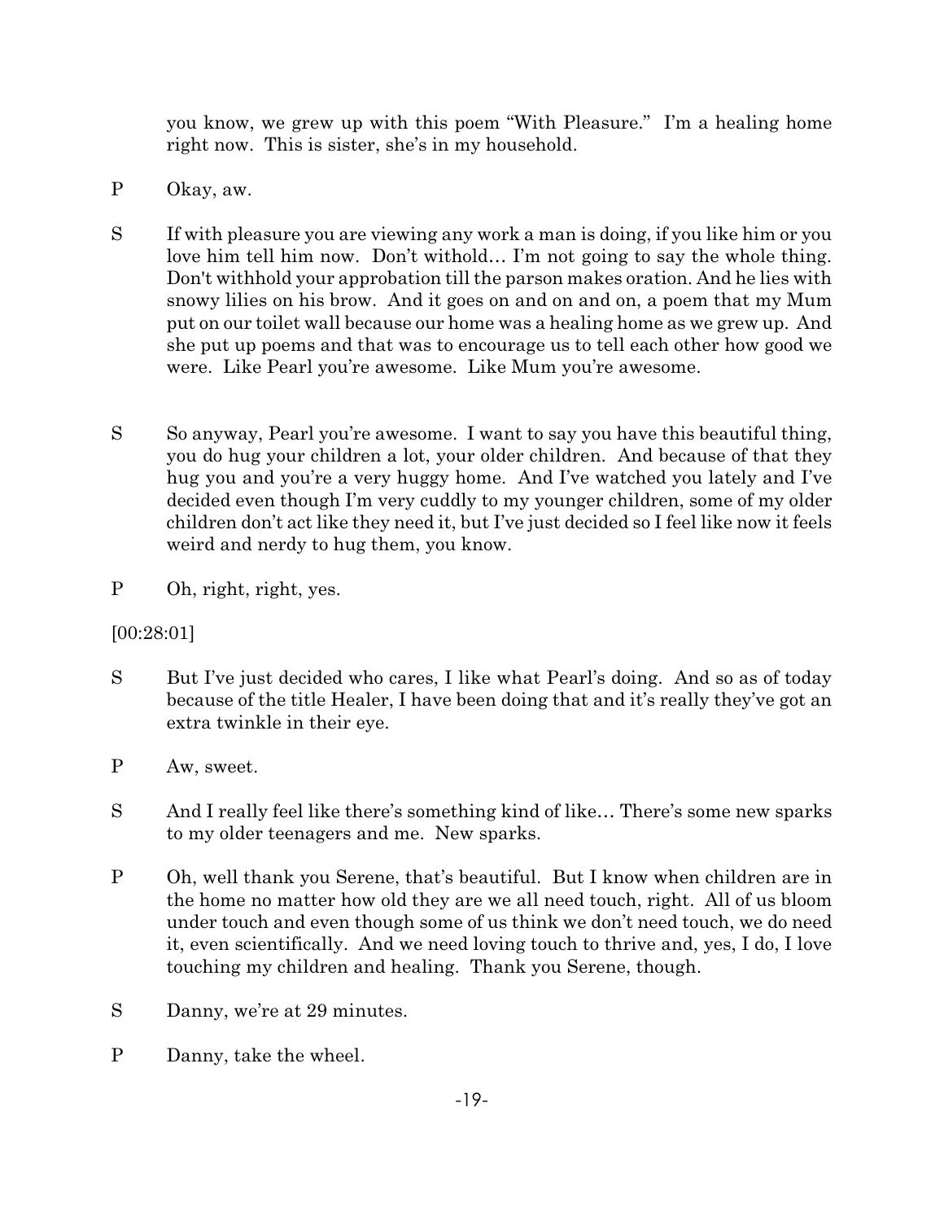you know, we grew up with this poem "With Pleasure." I'm a healing home right now. This is sister, she's in my household.

P Okay, aw.

S If with pleasure you are viewing any work a man is doing, if you like him or you love him tell him now. Don't withold… I'm not going to say the whole thing. Don't withhold your approbation till the parson makes oration. And he lies with snowy lilies on his brow. And it goes on and on and on, a poem that my Mum put on our toilet wall because our home was a healing home as we grew up. And she put up poems and that was to encourage us to tell each other how good we were. Like Pearl you're awesome. Like Mum you're awesome.

S So anyway, Pearl you're awesome. I want to say you have this beautiful thing, you do hug your children a lot, your older children. And because of that they hug you and you're a very huggy home. And I've watched you lately and I've decided even though I'm very cuddly to my younger children, some of my older children don't act like they need it, but I've just decided so I feel like now it feels weird and nerdy to hug them, you know.

P Oh, right, right, yes.

[00:28:01]

S But I've just decided who cares, I like what Pearl's doing. And so as of today because of the title Healer, I have been doing that and it's really they've got an extra twinkle in their eye.

P Aw, sweet.

S And I really feel like there's something kind of like… There's some new sparks to my older teenagers and me. New sparks.

P Oh, well thank you Serene, that's beautiful. But I know when children are in the home no matter how old they are we all need touch, right. All of us bloom under touch and even though some of us think we don't need touch, we do need it, even scientifically. And we need loving touch to thrive and, yes, I do, I love touching my children and healing. Thank you Serene, though.

S Danny, we're at 29 minutes.

P Danny, take the wheel.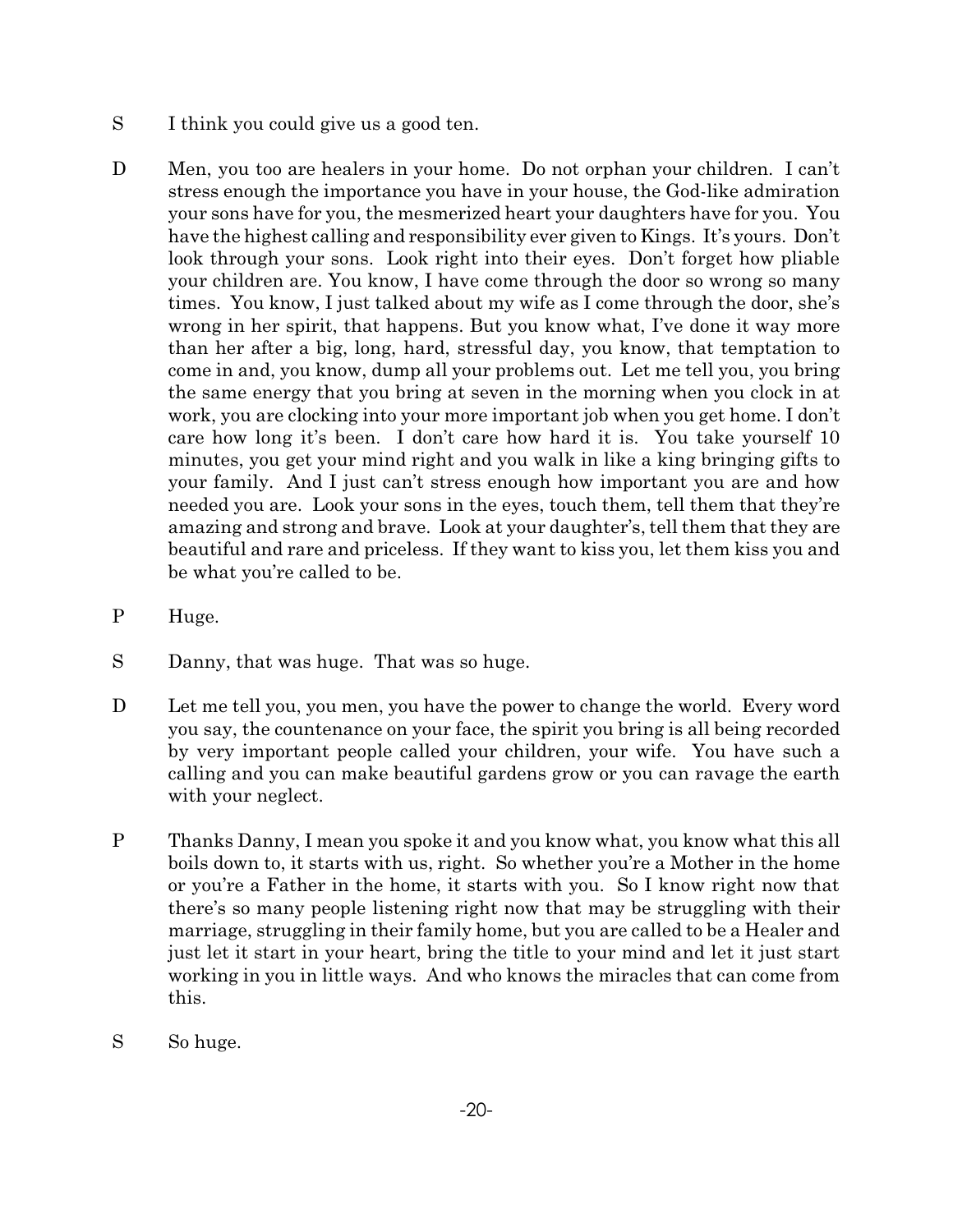S I think you could give us a good ten.

D Men, you too are healers in your home. Do not orphan your children. I can't stress enough the importance you have in your house, the God-like admiration your sons have for you, the mesmerized heart your daughters have for you. You have the highest calling and responsibility ever given to Kings. It's yours. Don't look through your sons. Look right into their eyes. Don't forget how pliable your children are. You know, I have come through the door so wrong so many times. You know, I just talked about my wife as I come through the door, she's wrong in her spirit, that happens. But you know what, I've done it way more than her after a big, long, hard, stressful day, you know, that temptation to come in and, you know, dump all your problems out. Let me tell you, you bring the same energy that you bring at seven in the morning when you clock in at work, you are clocking into your more important job when you get home. I don't care how long it's been. I don't care how hard it is. You take yourself 10 minutes, you get your mind right and you walk in like a king bringing gifts to your family. And I just can't stress enough how important you are and how needed you are. Look your sons in the eyes, touch them, tell them that they're amazing and strong and brave. Look at your daughter's, tell them that they are beautiful and rare and priceless. If they want to kiss you, let them kiss you and be what you're called to be.

P Huge.

S Danny, that was huge. That was so huge.

D Let me tell you, you men, you have the power to change the world. Every word you say, the countenance on your face, the spirit you bring is all being recorded by very important people called your children, your wife. You have such a calling and you can make beautiful gardens grow or you can ravage the earth with your neglect.

P Thanks Danny, I mean you spoke it and you know what, you know what this all boils down to, it starts with us, right. So whether you're a Mother in the home or you're a Father in the home, it starts with you. So I know right now that there's so many people listening right now that may be struggling with their marriage, struggling in their family home, but you are called to be a Healer and just let it start in your heart, bring the title to your mind and let it just start working in you in little ways. And who knows the miracles that can come from this.

S So huge.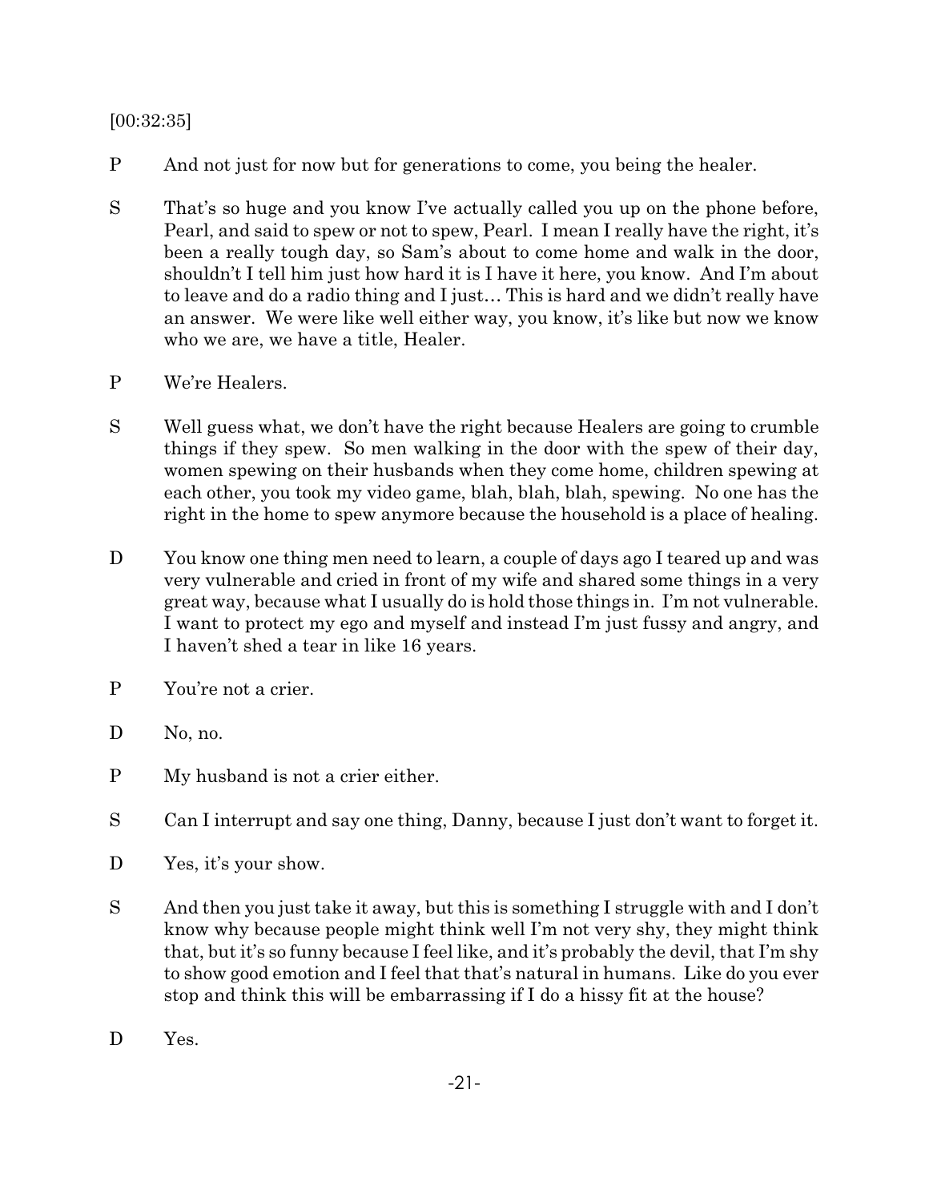[00:32:35]

P And not just for now but for generations to come, you being the healer.

S That's so huge and you know I've actually called you up on the phone before, Pearl, and said to spew or not to spew, Pearl. I mean I really have the right, it's been a really tough day, so Sam's about to come home and walk in the door, shouldn't I tell him just how hard it is I have it here, you know. And I'm about to leave and do a radio thing and I just… This is hard and we didn't really have an answer. We were like well either way, you know, it's like but now we know who we are, we have a title, Healer.

P We're Healers.

S Well guess what, we don't have the right because Healers are going to crumble things if they spew. So men walking in the door with the spew of their day, women spewing on their husbands when they come home, children spewing at each other, you took my video game, blah, blah, blah, spewing. No one has the right in the home to spew anymore because the household is a place of healing.

D You know one thing men need to learn, a couple of days ago I teared up and was very vulnerable and cried in front of my wife and shared some things in a very great way, because what I usually do is hold those things in. I'm not vulnerable. I want to protect my ego and myself and instead I'm just fussy and angry, and I haven't shed a tear in like 16 years.

P You're not a crier.

D No, no.

P My husband is not a crier either.

S Can I interrupt and say one thing, Danny, because I just don't want to forget it.

D Yes, it's your show.

S And then you just take it away, but this is something I struggle with and I don't know why because people might think well I'm not very shy, they might think that, but it's so funny because I feel like, and it's probably the devil, that I'm shy to show good emotion and I feel that that's natural in humans. Like do you ever stop and think this will be embarrassing if I do a hissy fit at the house?

D Yes.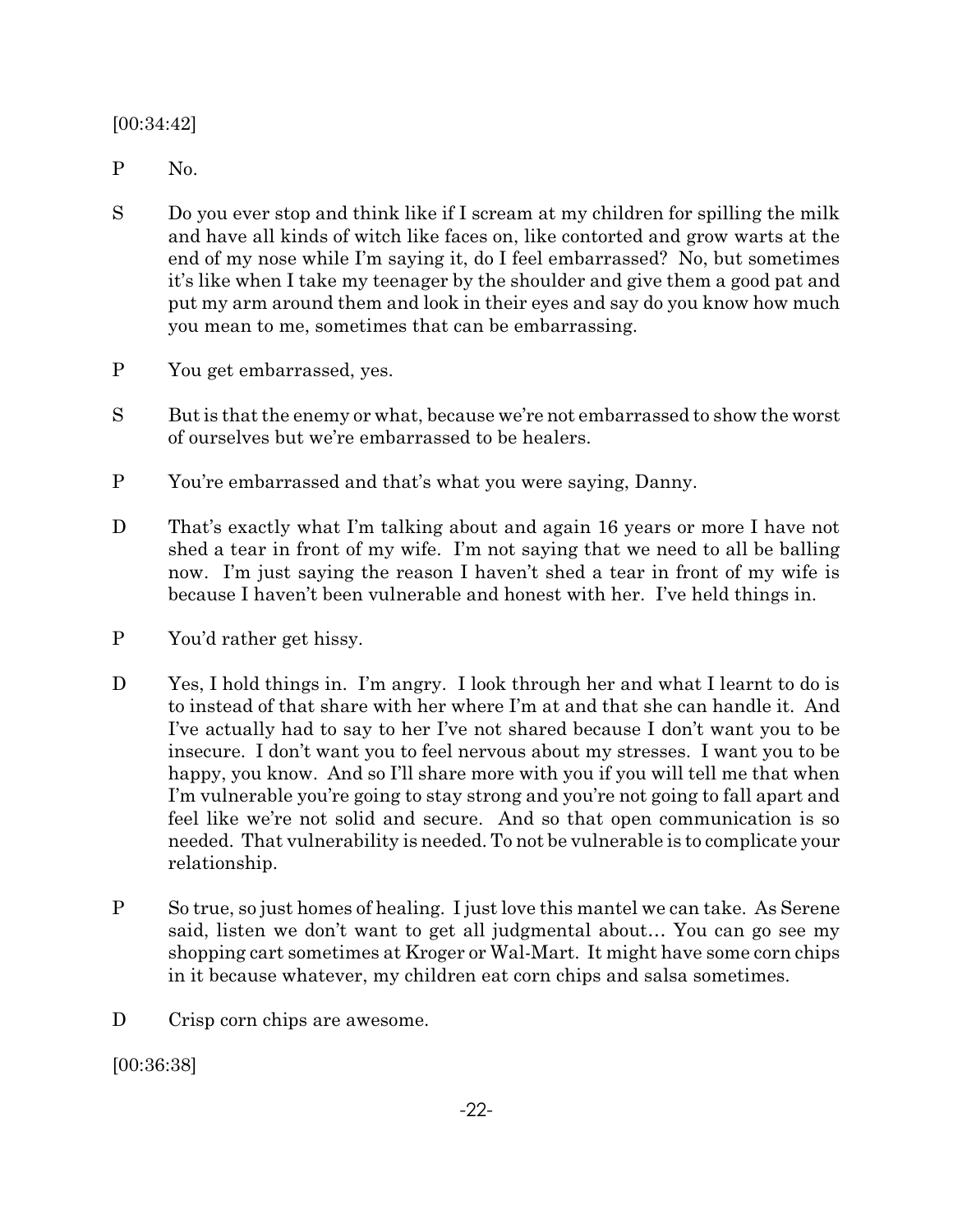[00:34:42]

P No.

S Do you ever stop and think like if I scream at my children for spilling the milk and have all kinds of witch like faces on, like contorted and grow warts at the end of my nose while I'm saying it, do I feel embarrassed? No, but sometimes it's like when I take my teenager by the shoulder and give them a good pat and put my arm around them and look in their eyes and say do you know how much you mean to me, sometimes that can be embarrassing.

P You get embarrassed, yes.

S But is that the enemy or what, because we're not embarrassed to show the worst of ourselves but we're embarrassed to be healers.

P You're embarrassed and that's what you were saying, Danny.

D That's exactly what I'm talking about and again 16 years or more I have not shed a tear in front of my wife. I'm not saying that we need to all be balling now. I'm just saying the reason I haven't shed a tear in front of my wife is because I haven't been vulnerable and honest with her. I've held things in.

P You'd rather get hissy.

D Yes, I hold things in. I'm angry. I look through her and what I learnt to do is to instead of that share with her where I'm at and that she can handle it. And I've actually had to say to her I've not shared because I don't want you to be insecure. I don't want you to feel nervous about my stresses. I want you to be happy, you know. And so I'll share more with you if you will tell me that when I'm vulnerable you're going to stay strong and you're not going to fall apart and feel like we're not solid and secure. And so that open communication is so needed. That vulnerability is needed. To not be vulnerable is to complicate your relationship.

P So true, so just homes of healing. I just love this mantel we can take. As Serene said, listen we don't want to get all judgmental about… You can go see my shopping cart sometimes at Kroger or Wal-Mart. It might have some corn chips in it because whatever, my children eat corn chips and salsa sometimes.

D Crisp corn chips are awesome.

[00:36:38]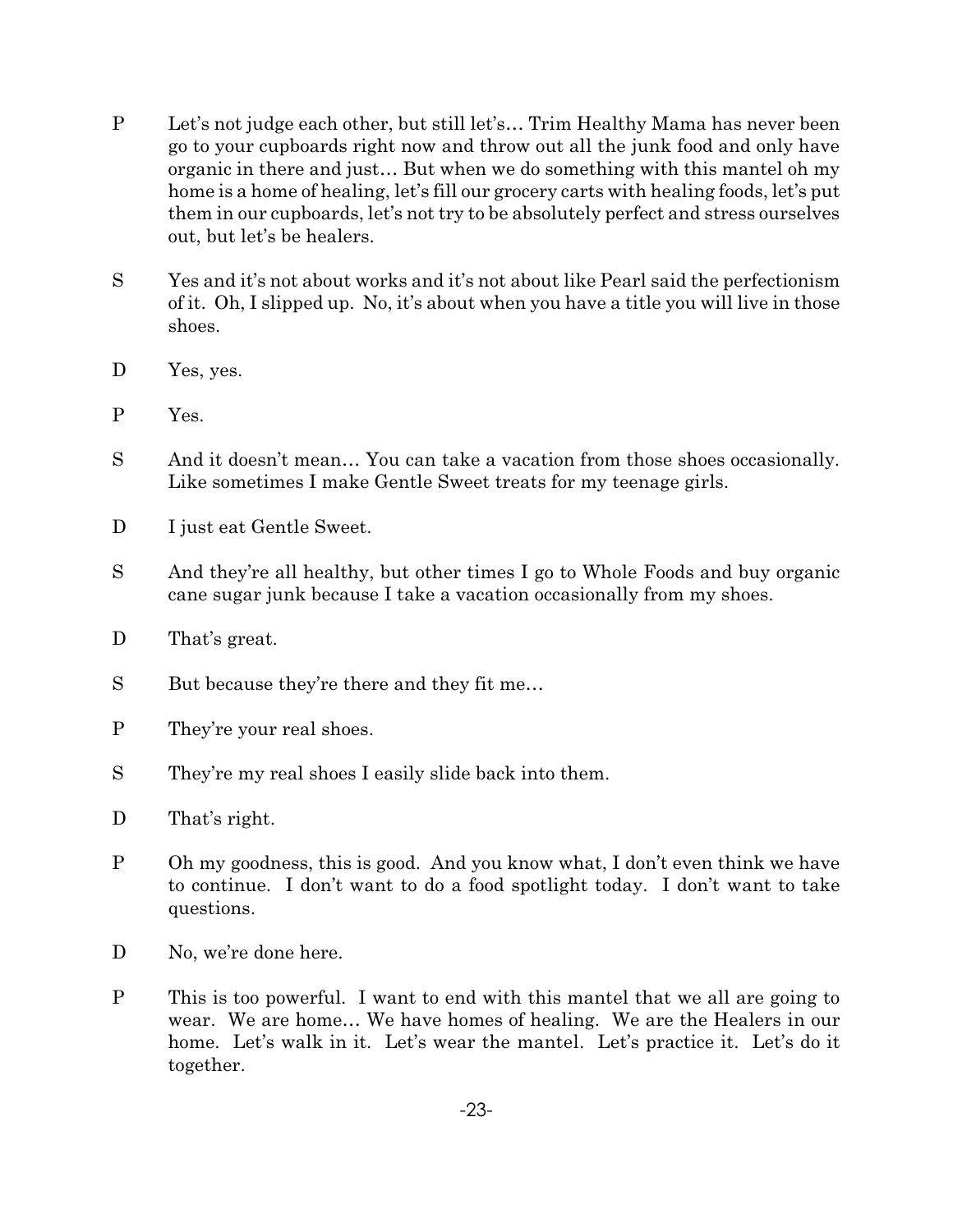P Let's not judge each other, but still let's… Trim Healthy Mama has never been go to your cupboards right now and throw out all the junk food and only have organic in there and just… But when we do something with this mantel oh my home is a home of healing, let's fill our grocery carts with healing foods, let's put them in our cupboards, let's not try to be absolutely perfect and stress ourselves out, but let's be healers.

S Yes and it's not about works and it's not about like Pearl said the perfectionism of it. Oh, I slipped up. No, it's about when you have a title you will live in those shoes.

D Yes, yes.

P Yes.

S And it doesn't mean… You can take a vacation from those shoes occasionally. Like sometimes I make Gentle Sweet treats for my teenage girls.

D I just eat Gentle Sweet.

S And they're all healthy, but other times I go to Whole Foods and buy organic cane sugar junk because I take a vacation occasionally from my shoes.

D That's great.

S But because they're there and they fit me…

P They're your real shoes.

S They're my real shoes I easily slide back into them.

D That's right.

P Oh my goodness, this is good. And you know what, I don't even think we have to continue. I don't want to do a food spotlight today. I don't want to take questions.

D No, we're done here.

P This is too powerful. I want to end with this mantel that we all are going to wear. We are home… We have homes of healing. We are the Healers in our home. Let's walk in it. Let's wear the mantel. Let's practice it. Let's do it together.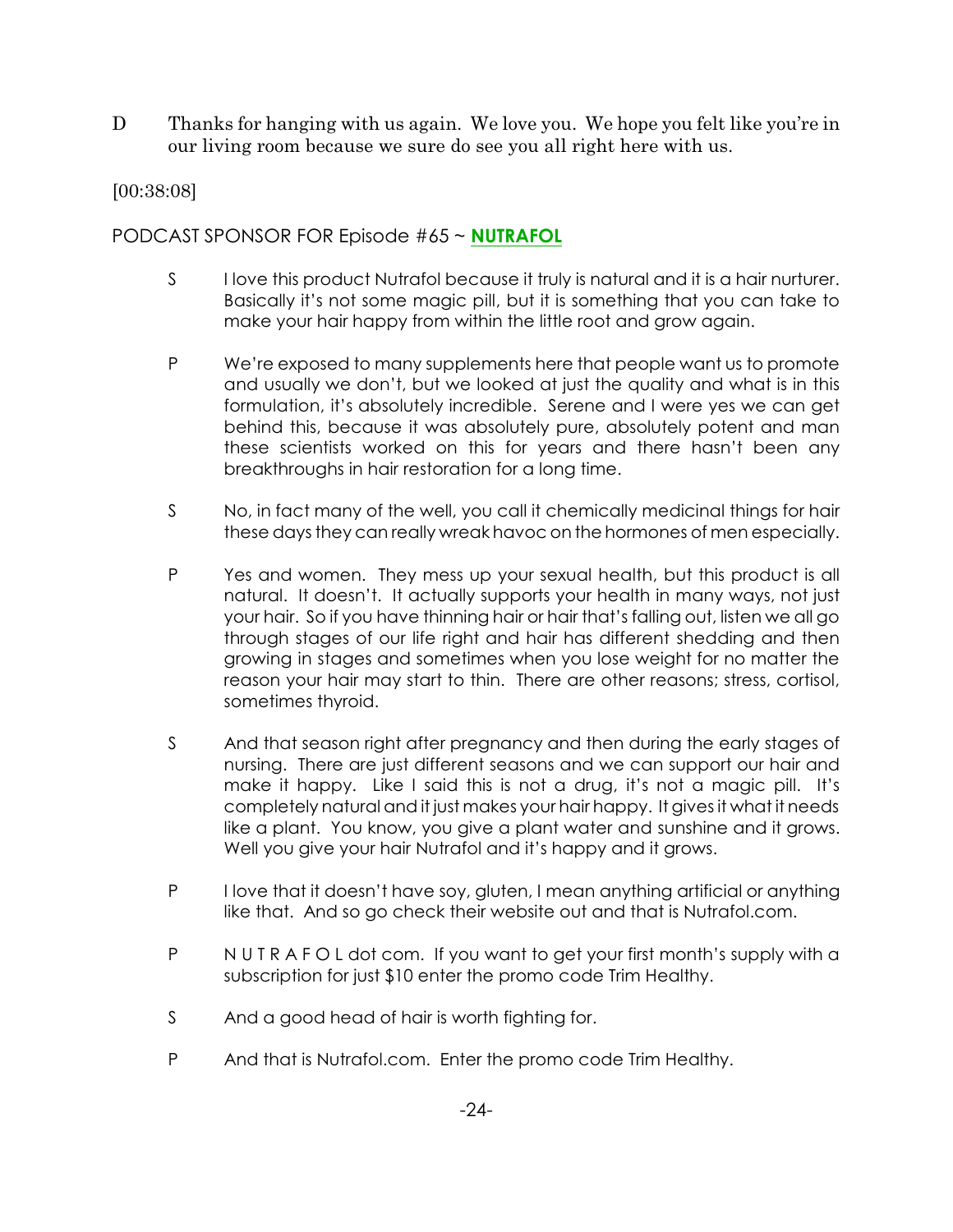D Thanks for hanging with us again. We love you. We hope you felt like you're in our living room because we sure do see you all right here with us.

[00:38:08]

PODCAST SPONSOR FOR Episode #65 ~ **NUTRAFOL**

S I love this product Nutrafol because it truly is natural and it is a hair nurturer. Basically it's not some magic pill, but it is something that you can take to make your hair happy from within the little root and grow again.

P We're exposed to many supplements here that people want us to promote and usually we don't, but we looked at just the quality and what is in this formulation, it's absolutely incredible. Serene and I were yes we can get behind this, because it was absolutely pure, absolutely potent and man these scientists worked on this for years and there hasn't been any breakthroughs in hair restoration for a long time.

S No, in fact many of the well, you call it chemically medicinal things for hair these days they can really wreak havoc on the hormones of men especially.

P Yes and women. They mess up your sexual health, but this product is all natural. It doesn't. It actually supports your health in many ways, not just your hair. So if you have thinning hair or hair that's falling out, listen we all go through stages of our life right and hair has different shedding and then growing in stages and sometimes when you lose weight for no matter the reason your hair may start to thin. There are other reasons; stress, cortisol, sometimes thyroid.

S And that season right after pregnancy and then during the early stages of nursing. There are just different seasons and we can support our hair and make it happy. Like I said this is not a drug, it's not a magic pill. It's completely natural and it just makes your hair happy. It gives it what it needs like a plant. You know, you give a plant water and sunshine and it grows. Well you give your hair Nutrafol and it's happy and it grows.

P I love that it doesn't have soy, gluten, I mean anything artificial or anything like that. And so go check their website out and that is Nutrafol.com.

P N U T R A F O L dot com. If you want to get your first month's supply with a subscription for just $10 enter the promo code Trim Healthy.

S And a good head of hair is worth fighting for.

P And that is Nutrafol.com. Enter the promo code Trim Healthy.